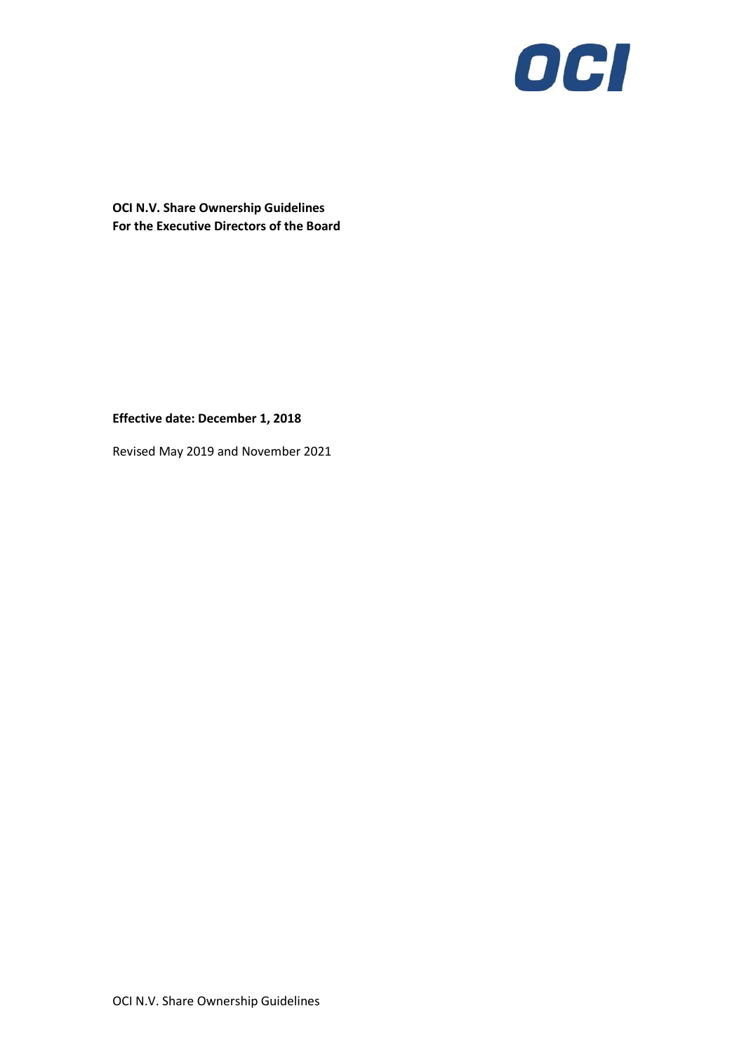**OCI N.V. Share Ownership Guidelines**
**For the Executive Directors of the Board**

**Effective date: December 1, 2018**

Revised May 2019 and November 2021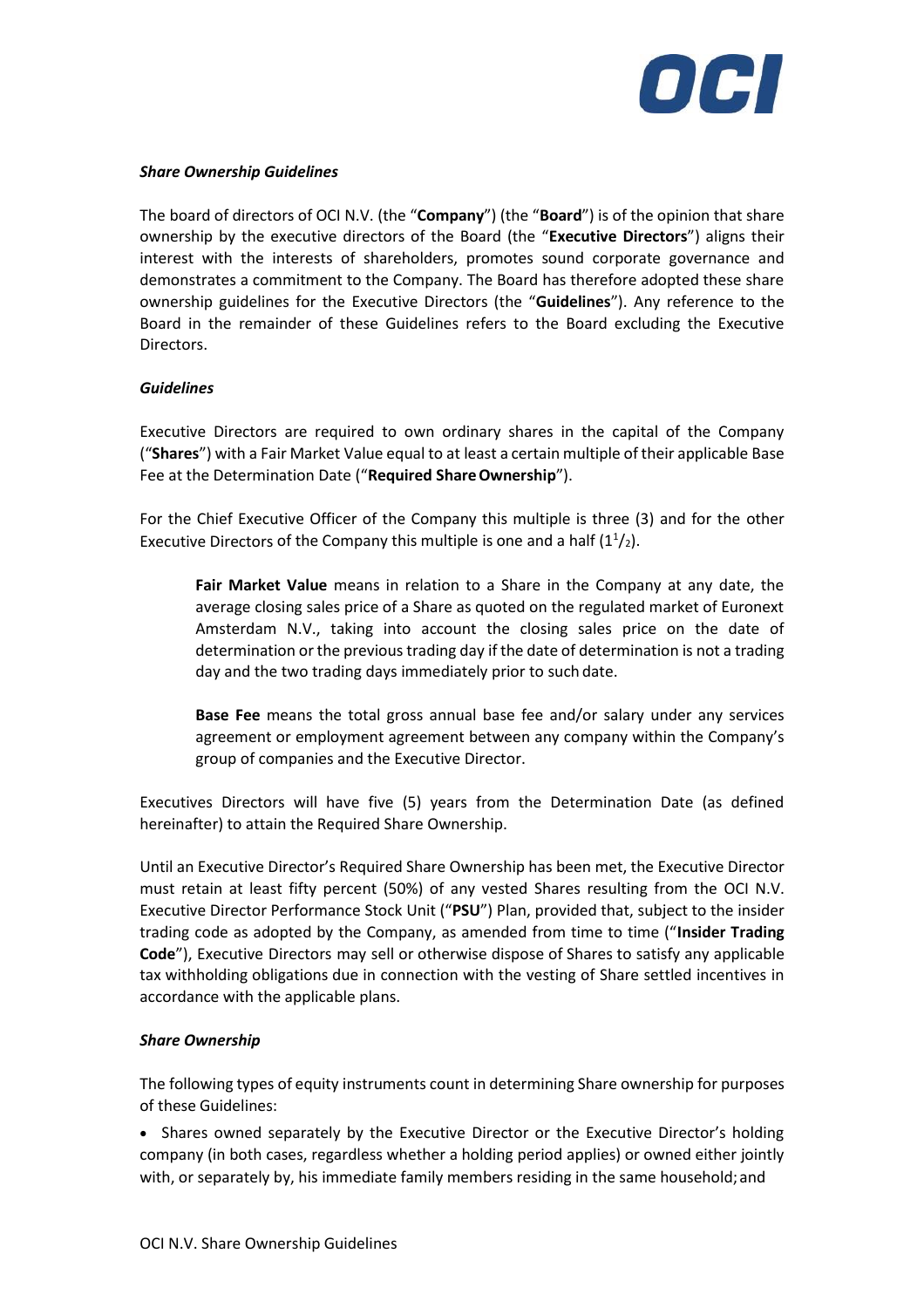*Share Ownership Guidelines*

The board of directors of OCI N.V. (the "**Company**") (the "**Board**") is of the opinion that share ownership by the executive directors of the Board (the "**Executive Directors**") aligns their interest with the interests of shareholders, promotes sound corporate governance and demonstrates a commitment to the Company. The Board has therefore adopted these share ownership guidelines for the Executive Directors (the "**Guidelines**"). Any reference to the Board in the remainder of these Guidelines refers to the Board excluding the Executive Directors.

*Guidelines*

Executive Directors are required to own ordinary shares in the capital of the Company ("**Shares**") with a Fair Market Value equal to at least a certain multiple of their applicable Base Fee at the Determination Date ("**Required Share Ownership**").

For the Chief Executive Officer of the Company this multiple is three (3) and for the other Executive Directors of the Company this multiple is one and a half ($1^1/_2$).

> **Fair Market Value** means in relation to a Share in the Company at any date, the average closing sales price of a Share as quoted on the regulated market of Euronext Amsterdam N.V., taking into account the closing sales price on the date of determination or the previous trading day if the date of determination is not a trading day and the two trading days immediately prior to such date.
>
> **Base Fee** means the total gross annual base fee and/or salary under any services agreement or employment agreement between any company within the Company's group of companies and the Executive Director.

Executives Directors will have five (5) years from the Determination Date (as defined hereinafter) to attain the Required Share Ownership.

Until an Executive Director's Required Share Ownership has been met, the Executive Director must retain at least fifty percent (50%) of any vested Shares resulting from the OCI N.V. Executive Director Performance Stock Unit ("**PSU**") Plan, provided that, subject to the insider trading code as adopted by the Company, as amended from time to time ("**Insider Trading Code**"), Executive Directors may sell or otherwise dispose of Shares to satisfy any applicable tax withholding obligations due in connection with the vesting of Share settled incentives in accordance with the applicable plans.

*Share Ownership*

The following types of equity instruments count in determining Share ownership for purposes of these Guidelines:

- Shares owned separately by the Executive Director or the Executive Director's holding company (in both cases, regardless whether a holding period applies) or owned either jointly with, or separately by, his immediate family members residing in the same household; and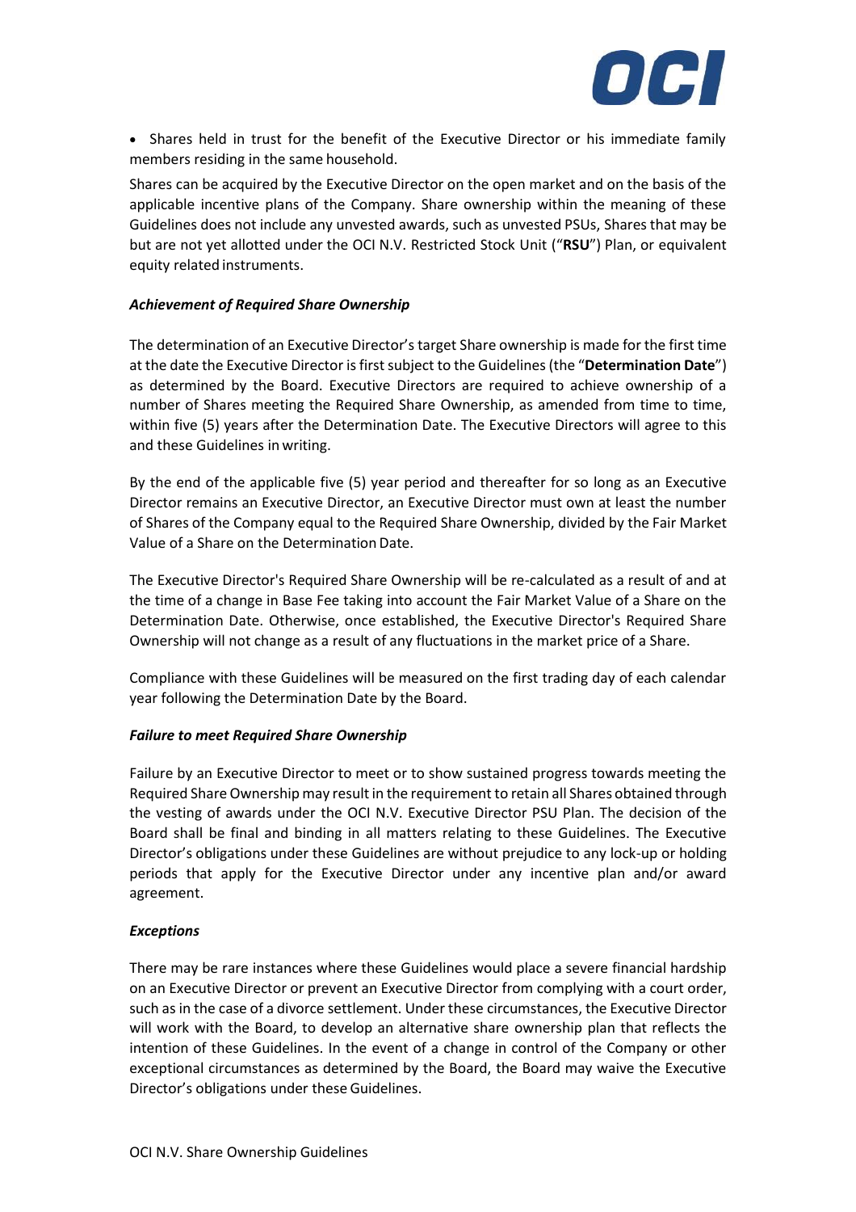- Shares held in trust for the benefit of the Executive Director or his immediate family members residing in the same household.

Shares can be acquired by the Executive Director on the open market and on the basis of the applicable incentive plans of the Company. Share ownership within the meaning of these Guidelines does not include any unvested awards, such as unvested PSUs, Shares that may be but are not yet allotted under the OCI N.V. Restricted Stock Unit ("**RSU**") Plan, or equivalent equity related instruments.

***Achievement of Required Share Ownership***

The determination of an Executive Director's target Share ownership is made for the first time at the date the Executive Director is first subject to the Guidelines (the "**Determination Date**") as determined by the Board. Executive Directors are required to achieve ownership of a number of Shares meeting the Required Share Ownership, as amended from time to time, within five (5) years after the Determination Date. The Executive Directors will agree to this and these Guidelines in writing.

By the end of the applicable five (5) year period and thereafter for so long as an Executive Director remains an Executive Director, an Executive Director must own at least the number of Shares of the Company equal to the Required Share Ownership, divided by the Fair Market Value of a Share on the Determination Date.

The Executive Director's Required Share Ownership will be re-calculated as a result of and at the time of a change in Base Fee taking into account the Fair Market Value of a Share on the Determination Date. Otherwise, once established, the Executive Director's Required Share Ownership will not change as a result of any fluctuations in the market price of a Share.

Compliance with these Guidelines will be measured on the first trading day of each calendar year following the Determination Date by the Board.

***Failure to meet Required Share Ownership***

Failure by an Executive Director to meet or to show sustained progress towards meeting the Required Share Ownership may result in the requirement to retain all Shares obtained through the vesting of awards under the OCI N.V. Executive Director PSU Plan. The decision of the Board shall be final and binding in all matters relating to these Guidelines. The Executive Director's obligations under these Guidelines are without prejudice to any lock-up or holding periods that apply for the Executive Director under any incentive plan and/or award agreement.

***Exceptions***

There may be rare instances where these Guidelines would place a severe financial hardship on an Executive Director or prevent an Executive Director from complying with a court order, such as in the case of a divorce settlement. Under these circumstances, the Executive Director will work with the Board, to develop an alternative share ownership plan that reflects the intention of these Guidelines. In the event of a change in control of the Company or other exceptional circumstances as determined by the Board, the Board may waive the Executive Director's obligations under these Guidelines.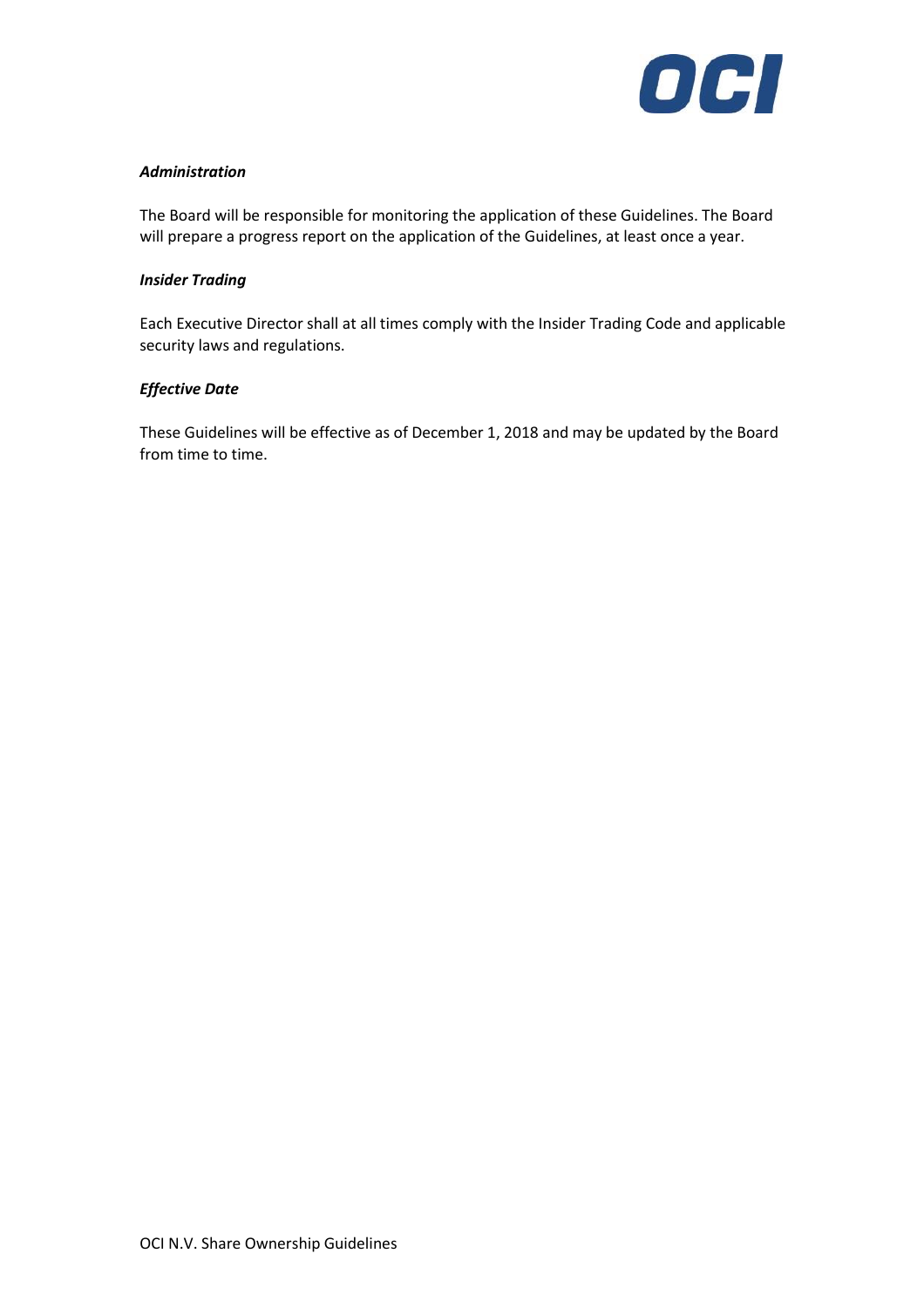***Administration***

The Board will be responsible for monitoring the application of these Guidelines. The Board will prepare a progress report on the application of the Guidelines, at least once a year.

***Insider Trading***

Each Executive Director shall at all times comply with the Insider Trading Code and applicable security laws and regulations.

***Effective Date***

These Guidelines will be effective as of December 1, 2018 and may be updated by the Board from time to time.